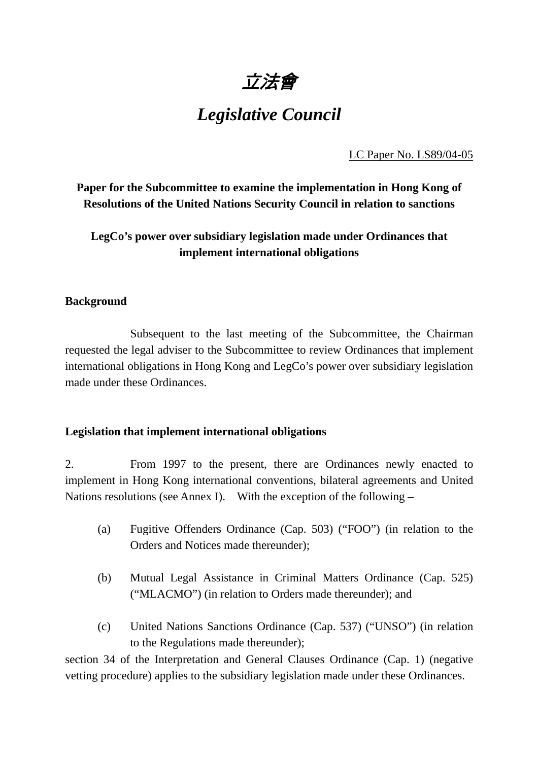# *立法會*

# *Legislative Council*

LC Paper No. LS89/04-05

**Paper for the Subcommittee to examine the implementation in Hong Kong of Resolutions of the United Nations Security Council in relation to sanctions**

**LegCo's power over subsidiary legislation made under Ordinances that implement international obligations**

## Background

Subsequent to the last meeting of the Subcommittee, the Chairman requested the legal adviser to the Subcommittee to review Ordinances that implement international obligations in Hong Kong and LegCo's power over subsidiary legislation made under these Ordinances.

## Legislation that implement international obligations

2. From 1997 to the present, there are Ordinances newly enacted to implement in Hong Kong international conventions, bilateral agreements and United Nations resolutions (see Annex I). With the exception of the following –

(a) Fugitive Offenders Ordinance (Cap. 503) ("FOO") (in relation to the Orders and Notices made thereunder);

(b) Mutual Legal Assistance in Criminal Matters Ordinance (Cap. 525) ("MLACMO") (in relation to Orders made thereunder); and

(c) United Nations Sanctions Ordinance (Cap. 537) ("UNSO") (in relation to the Regulations made thereunder);

section 34 of the Interpretation and General Clauses Ordinance (Cap. 1) (negative vetting procedure) applies to the subsidiary legislation made under these Ordinances.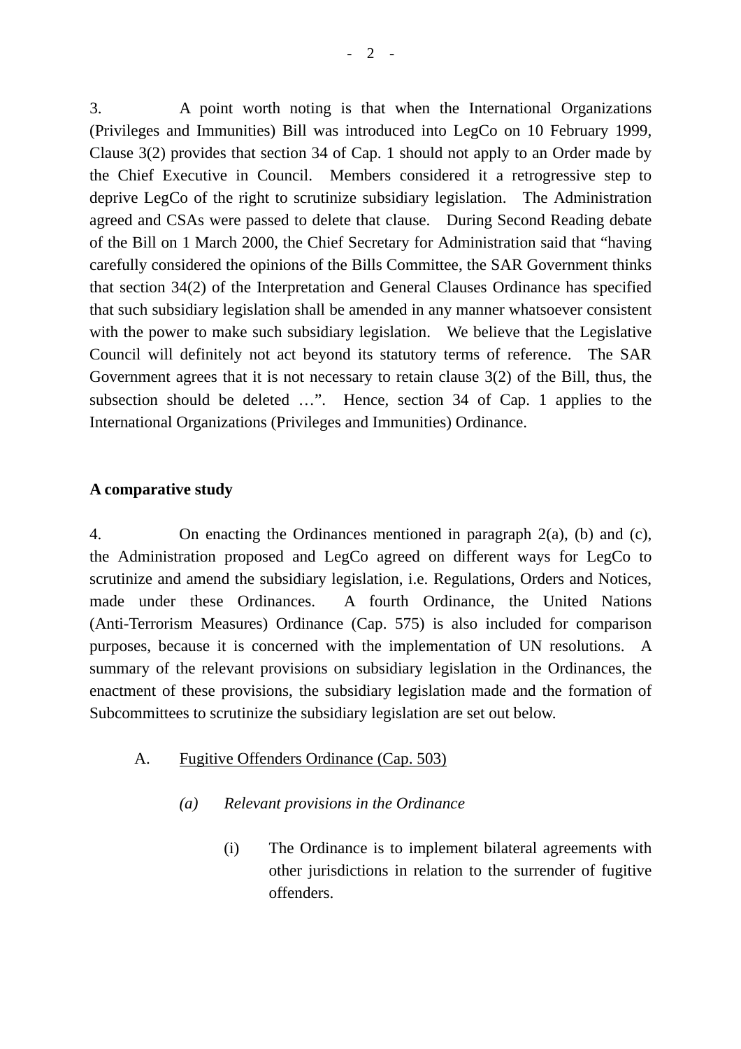3. A point worth noting is that when the International Organizations (Privileges and Immunities) Bill was introduced into LegCo on 10 February 1999, Clause 3(2) provides that section 34 of Cap. 1 should not apply to an Order made by the Chief Executive in Council. Members considered it a retrogressive step to deprive LegCo of the right to scrutinize subsidiary legislation. The Administration agreed and CSAs were passed to delete that clause. During Second Reading debate of the Bill on 1 March 2000, the Chief Secretary for Administration said that "having carefully considered the opinions of the Bills Committee, the SAR Government thinks that section 34(2) of the Interpretation and General Clauses Ordinance has specified that such subsidiary legislation shall be amended in any manner whatsoever consistent with the power to make such subsidiary legislation. We believe that the Legislative Council will definitely not act beyond its statutory terms of reference. The SAR Government agrees that it is not necessary to retain clause 3(2) of the Bill, thus, the subsection should be deleted …". Hence, section 34 of Cap. 1 applies to the International Organizations (Privileges and Immunities) Ordinance.

**A comparative study**

4. On enacting the Ordinances mentioned in paragraph 2(a), (b) and (c), the Administration proposed and LegCo agreed on different ways for LegCo to scrutinize and amend the subsidiary legislation, i.e. Regulations, Orders and Notices, made under these Ordinances. A fourth Ordinance, the United Nations (Anti-Terrorism Measures) Ordinance (Cap. 575) is also included for comparison purposes, because it is concerned with the implementation of UN resolutions. A summary of the relevant provisions on subsidiary legislation in the Ordinances, the enactment of these provisions, the subsidiary legislation made and the formation of Subcommittees to scrutinize the subsidiary legislation are set out below.

A. <u>Fugitive Offenders Ordinance (Cap. 503)</u>

*(a) Relevant provisions in the Ordinance*

(i) The Ordinance is to implement bilateral agreements with other jurisdictions in relation to the surrender of fugitive offenders.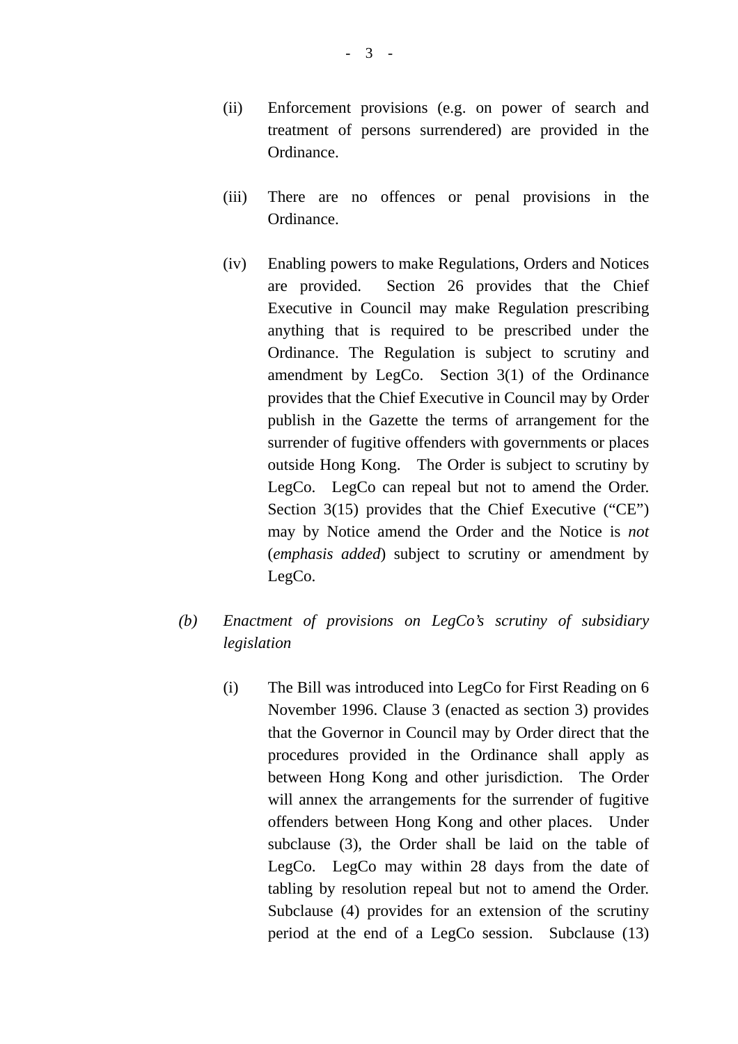(ii) Enforcement provisions (e.g. on power of search and treatment of persons surrendered) are provided in the Ordinance.

(iii) There are no offences or penal provisions in the Ordinance.

(iv) Enabling powers to make Regulations, Orders and Notices are provided. Section 26 provides that the Chief Executive in Council may make Regulation prescribing anything that is required to be prescribed under the Ordinance. The Regulation is subject to scrutiny and amendment by LegCo. Section 3(1) of the Ordinance provides that the Chief Executive in Council may by Order publish in the Gazette the terms of arrangement for the surrender of fugitive offenders with governments or places outside Hong Kong. The Order is subject to scrutiny by LegCo. LegCo can repeal but not to amend the Order. Section 3(15) provides that the Chief Executive ("CE") may by Notice amend the Order and the Notice is *not* (*emphasis added*) subject to scrutiny or amendment by LegCo.

*(b) Enactment of provisions on LegCo's scrutiny of subsidiary legislation*

(i) The Bill was introduced into LegCo for First Reading on 6 November 1996. Clause 3 (enacted as section 3) provides that the Governor in Council may by Order direct that the procedures provided in the Ordinance shall apply as between Hong Kong and other jurisdiction. The Order will annex the arrangements for the surrender of fugitive offenders between Hong Kong and other places. Under subclause (3), the Order shall be laid on the table of LegCo. LegCo may within 28 days from the date of tabling by resolution repeal but not to amend the Order. Subclause (4) provides for an extension of the scrutiny period at the end of a LegCo session. Subclause (13)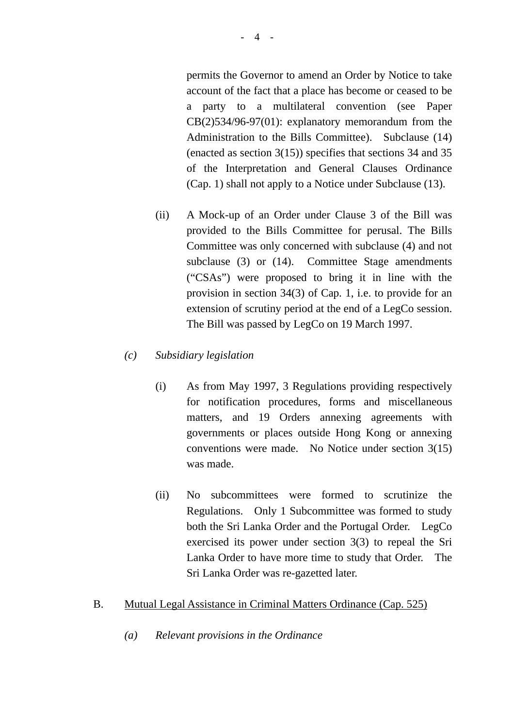permits the Governor to amend an Order by Notice to take account of the fact that a place has become or ceased to be a party to a multilateral convention (see Paper CB(2)534/96-97(01): explanatory memorandum from the Administration to the Bills Committee). Subclause (14) (enacted as section 3(15)) specifies that sections 34 and 35 of the Interpretation and General Clauses Ordinance (Cap. 1) shall not apply to a Notice under Subclause (13).

(ii) A Mock-up of an Order under Clause 3 of the Bill was provided to the Bills Committee for perusal. The Bills Committee was only concerned with subclause (4) and not subclause (3) or (14). Committee Stage amendments ("CSAs") were proposed to bring it in line with the provision in section 34(3) of Cap. 1, i.e. to provide for an extension of scrutiny period at the end of a LegCo session. The Bill was passed by LegCo on 19 March 1997.

*(c) Subsidiary legislation*

(i) As from May 1997, 3 Regulations providing respectively for notification procedures, forms and miscellaneous matters, and 19 Orders annexing agreements with governments or places outside Hong Kong or annexing conventions were made. No Notice under section 3(15) was made.

(ii) No subcommittees were formed to scrutinize the Regulations. Only 1 Subcommittee was formed to study both the Sri Lanka Order and the Portugal Order. LegCo exercised its power under section 3(3) to repeal the Sri Lanka Order to have more time to study that Order. The Sri Lanka Order was re-gazetted later.

B. Mutual Legal Assistance in Criminal Matters Ordinance (Cap. 525)

*(a) Relevant provisions in the Ordinance*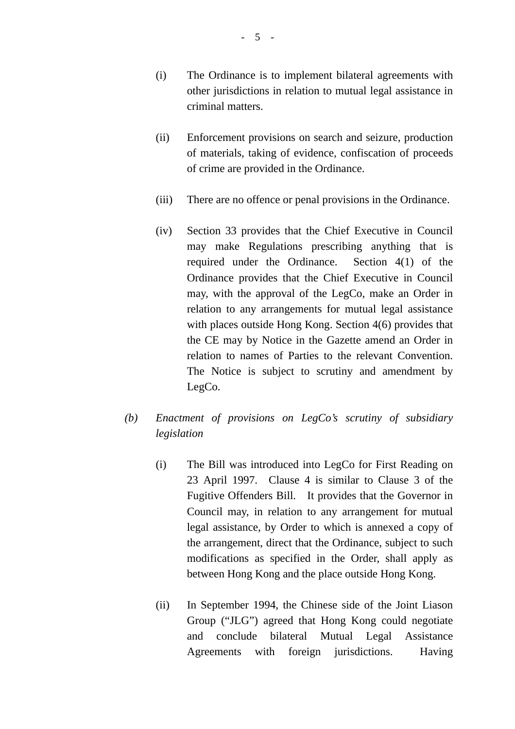(i) The Ordinance is to implement bilateral agreements with other jurisdictions in relation to mutual legal assistance in criminal matters.

(ii) Enforcement provisions on search and seizure, production of materials, taking of evidence, confiscation of proceeds of crime are provided in the Ordinance.

(iii) There are no offence or penal provisions in the Ordinance.

(iv) Section 33 provides that the Chief Executive in Council may make Regulations prescribing anything that is required under the Ordinance. Section 4(1) of the Ordinance provides that the Chief Executive in Council may, with the approval of the LegCo, make an Order in relation to any arrangements for mutual legal assistance with places outside Hong Kong. Section 4(6) provides that the CE may by Notice in the Gazette amend an Order in relation to names of Parties to the relevant Convention. The Notice is subject to scrutiny and amendment by LegCo.

*(b) Enactment of provisions on LegCo's scrutiny of subsidiary legislation*

(i) The Bill was introduced into LegCo for First Reading on 23 April 1997. Clause 4 is similar to Clause 3 of the Fugitive Offenders Bill. It provides that the Governor in Council may, in relation to any arrangement for mutual legal assistance, by Order to which is annexed a copy of the arrangement, direct that the Ordinance, subject to such modifications as specified in the Order, shall apply as between Hong Kong and the place outside Hong Kong.

(ii) In September 1994, the Chinese side of the Joint Liason Group ("JLG") agreed that Hong Kong could negotiate and conclude bilateral Mutual Legal Assistance Agreements with foreign jurisdictions. Having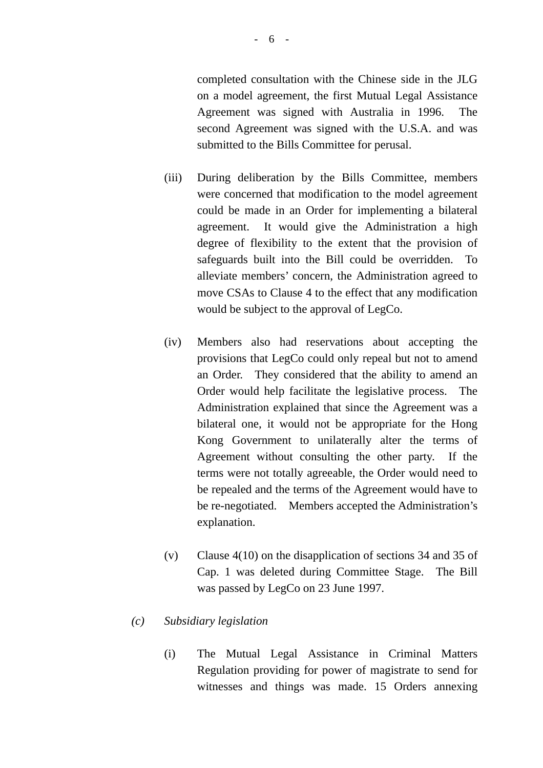completed consultation with the Chinese side in the JLG on a model agreement, the first Mutual Legal Assistance Agreement was signed with Australia in 1996. The second Agreement was signed with the U.S.A. and was submitted to the Bills Committee for perusal.

(iii) During deliberation by the Bills Committee, members were concerned that modification to the model agreement could be made in an Order for implementing a bilateral agreement. It would give the Administration a high degree of flexibility to the extent that the provision of safeguards built into the Bill could be overridden. To alleviate members' concern, the Administration agreed to move CSAs to Clause 4 to the effect that any modification would be subject to the approval of LegCo.

(iv) Members also had reservations about accepting the provisions that LegCo could only repeal but not to amend an Order. They considered that the ability to amend an Order would help facilitate the legislative process. The Administration explained that since the Agreement was a bilateral one, it would not be appropriate for the Hong Kong Government to unilaterally alter the terms of Agreement without consulting the other party. If the terms were not totally agreeable, the Order would need to be repealed and the terms of the Agreement would have to be re-negotiated. Members accepted the Administration's explanation.

(v) Clause 4(10) on the disapplication of sections 34 and 35 of Cap. 1 was deleted during Committee Stage. The Bill was passed by LegCo on 23 June 1997.

*(c) Subsidiary legislation*

(i) The Mutual Legal Assistance in Criminal Matters Regulation providing for power of magistrate to send for witnesses and things was made. 15 Orders annexing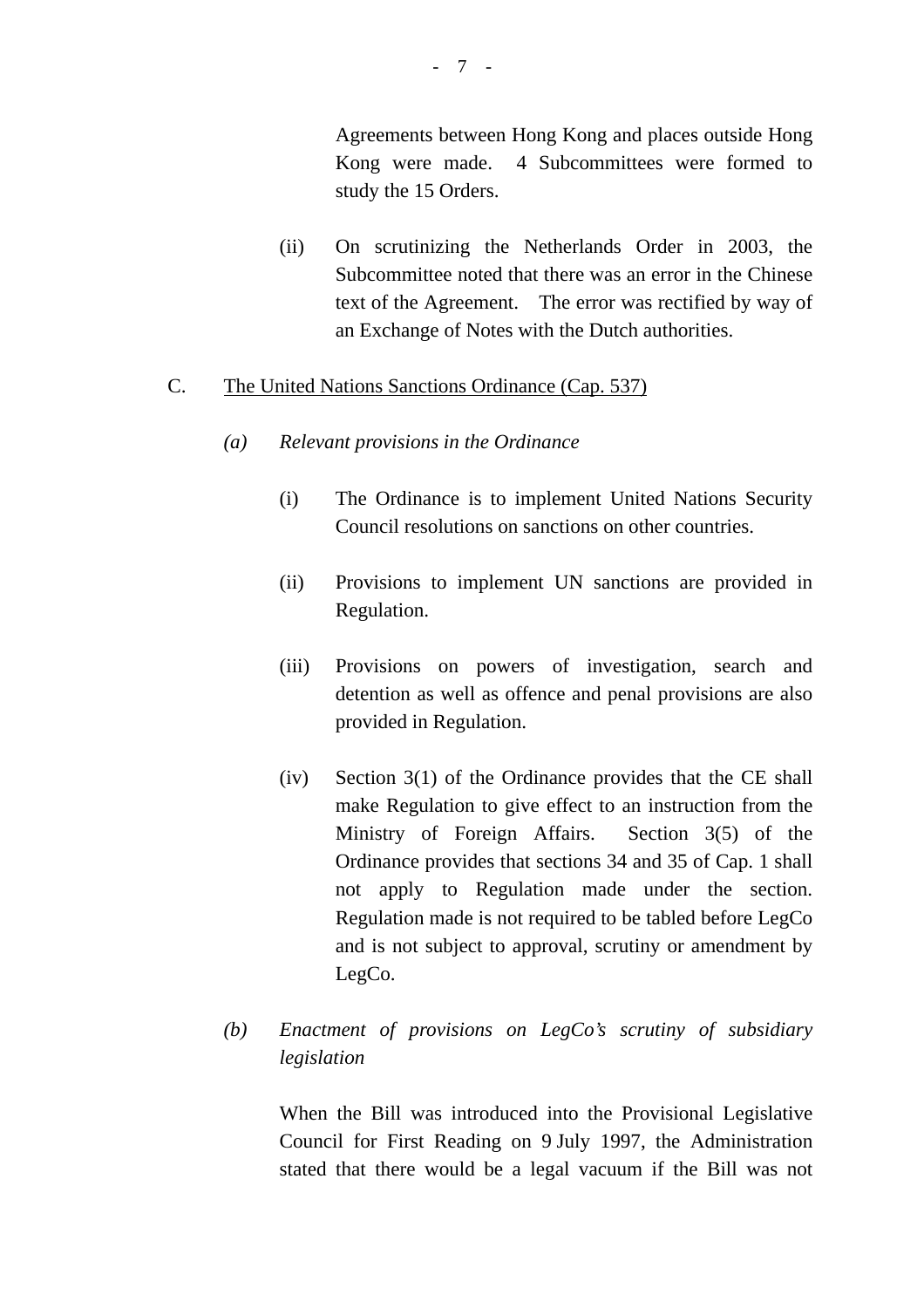Agreements between Hong Kong and places outside Hong Kong were made. 4 Subcommittees were formed to study the 15 Orders.

(ii) On scrutinizing the Netherlands Order in 2003, the Subcommittee noted that there was an error in the Chinese text of the Agreement. The error was rectified by way of an Exchange of Notes with the Dutch authorities.

C. <u>The United Nations Sanctions Ordinance (Cap. 537)</u>

*(a) Relevant provisions in the Ordinance*

(i) The Ordinance is to implement United Nations Security Council resolutions on sanctions on other countries.

(ii) Provisions to implement UN sanctions are provided in Regulation.

(iii) Provisions on powers of investigation, search and detention as well as offence and penal provisions are also provided in Regulation.

(iv) Section 3(1) of the Ordinance provides that the CE shall make Regulation to give effect to an instruction from the Ministry of Foreign Affairs. Section 3(5) of the Ordinance provides that sections 34 and 35 of Cap. 1 shall not apply to Regulation made under the section. Regulation made is not required to be tabled before LegCo and is not subject to approval, scrutiny or amendment by LegCo.

*(b) Enactment of provisions on LegCo's scrutiny of subsidiary legislation*

When the Bill was introduced into the Provisional Legislative Council for First Reading on 9 July 1997, the Administration stated that there would be a legal vacuum if the Bill was not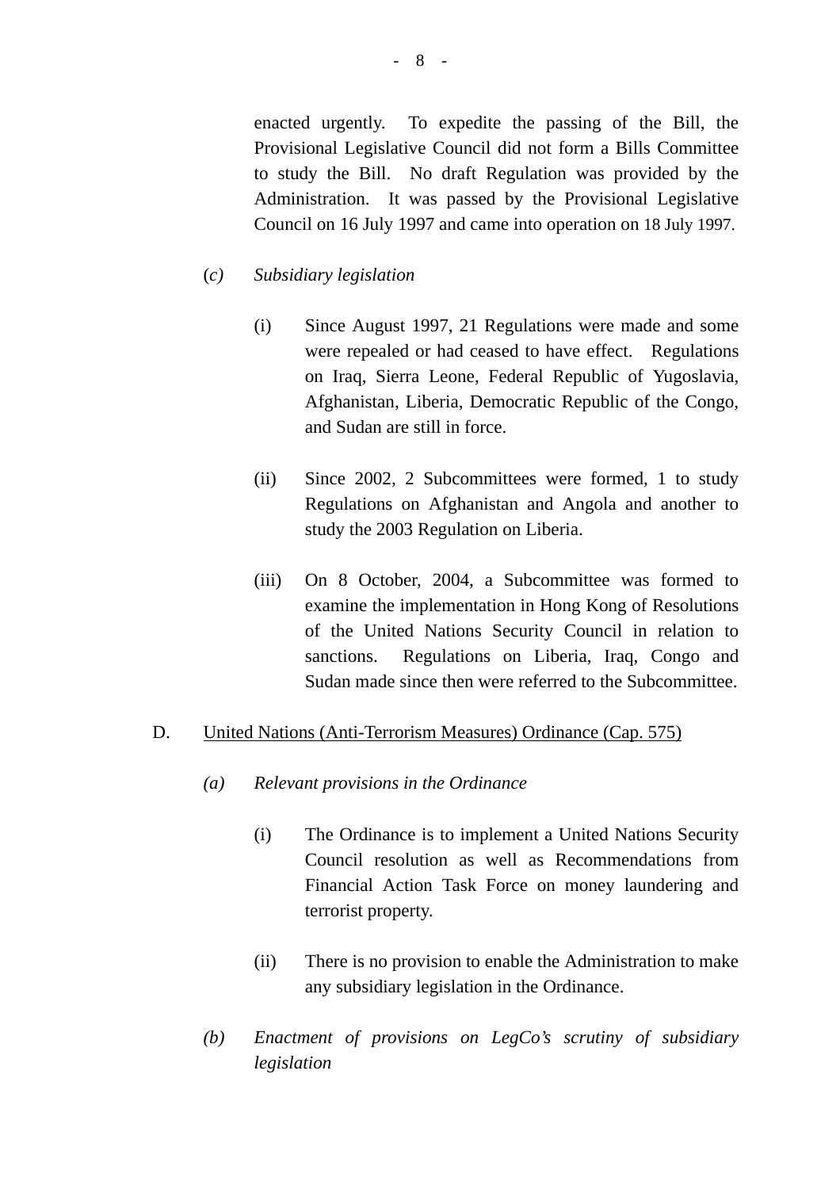enacted urgently. To expedite the passing of the Bill, the Provisional Legislative Council did not form a Bills Committee to study the Bill. No draft Regulation was provided by the Administration. It was passed by the Provisional Legislative Council on 16 July 1997 and came into operation on 18 July 1997.

(*c*) *Subsidiary legislation*

(i) Since August 1997, 21 Regulations were made and some were repealed or had ceased to have effect. Regulations on Iraq, Sierra Leone, Federal Republic of Yugoslavia, Afghanistan, Liberia, Democratic Republic of the Congo, and Sudan are still in force.

(ii) Since 2002, 2 Subcommittees were formed, 1 to study Regulations on Afghanistan and Angola and another to study the 2003 Regulation on Liberia.

(iii) On 8 October, 2004, a Subcommittee was formed to examine the implementation in Hong Kong of Resolutions of the United Nations Security Council in relation to sanctions. Regulations on Liberia, Iraq, Congo and Sudan made since then were referred to the Subcommittee.

D. <u>United Nations (Anti-Terrorism Measures) Ordinance (Cap. 575)</u>

*(a) Relevant provisions in the Ordinance*

(i) The Ordinance is to implement a United Nations Security Council resolution as well as Recommendations from Financial Action Task Force on money laundering and terrorist property.

(ii) There is no provision to enable the Administration to make any subsidiary legislation in the Ordinance.

*(b) Enactment of provisions on LegCo's scrutiny of subsidiary legislation*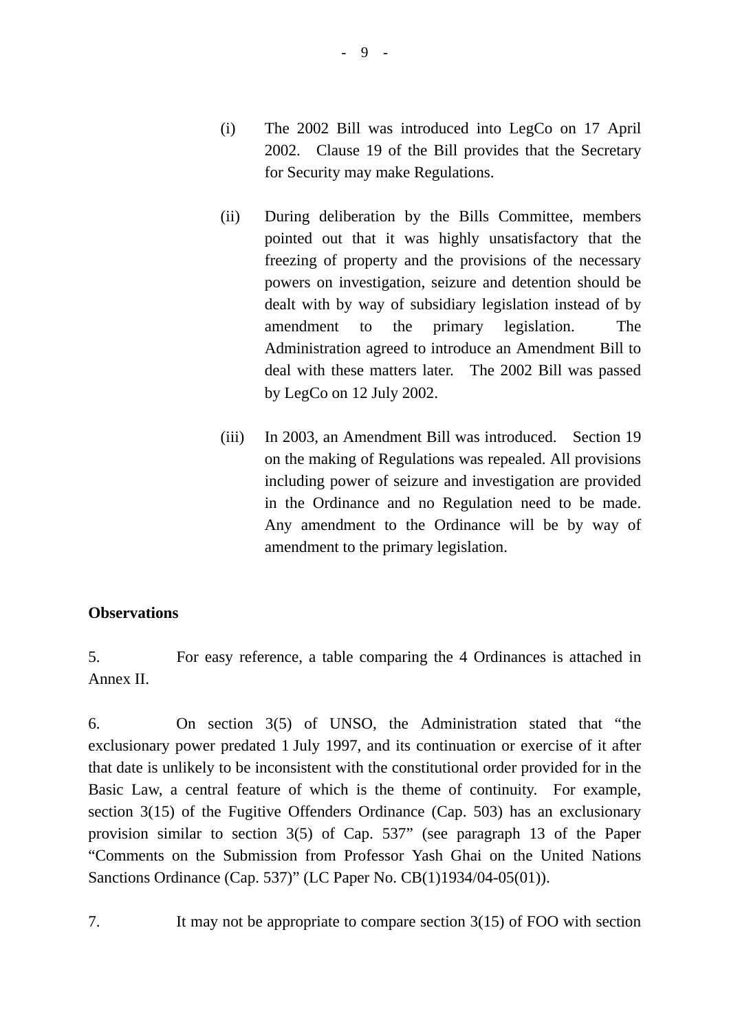(i) The 2002 Bill was introduced into LegCo on 17 April 2002. Clause 19 of the Bill provides that the Secretary for Security may make Regulations.

(ii) During deliberation by the Bills Committee, members pointed out that it was highly unsatisfactory that the freezing of property and the provisions of the necessary powers on investigation, seizure and detention should be dealt with by way of subsidiary legislation instead of by amendment to the primary legislation. The Administration agreed to introduce an Amendment Bill to deal with these matters later. The 2002 Bill was passed by LegCo on 12 July 2002.

(iii) In 2003, an Amendment Bill was introduced. Section 19 on the making of Regulations was repealed. All provisions including power of seizure and investigation are provided in the Ordinance and no Regulation need to be made. Any amendment to the Ordinance will be by way of amendment to the primary legislation.

**Observations**

5. For easy reference, a table comparing the 4 Ordinances is attached in Annex II.

6. On section 3(5) of UNSO, the Administration stated that "the exclusionary power predated 1 July 1997, and its continuation or exercise of it after that date is unlikely to be inconsistent with the constitutional order provided for in the Basic Law, a central feature of which is the theme of continuity. For example, section 3(15) of the Fugitive Offenders Ordinance (Cap. 503) has an exclusionary provision similar to section 3(5) of Cap. 537" (see paragraph 13 of the Paper "Comments on the Submission from Professor Yash Ghai on the United Nations Sanctions Ordinance (Cap. 537)" (LC Paper No. CB(1)1934/04-05(01)).

7. It may not be appropriate to compare section 3(15) of FOO with section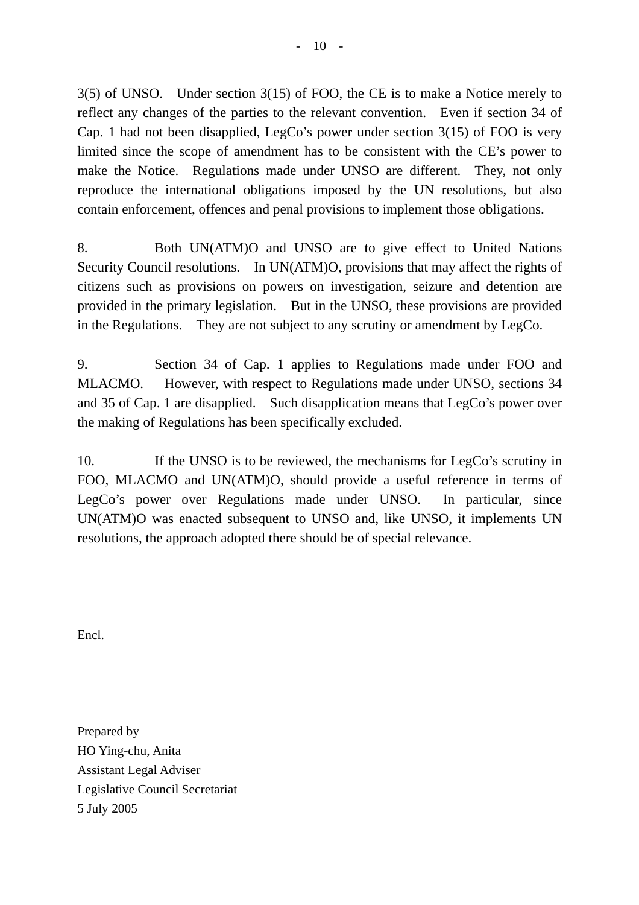3(5) of UNSO. Under section 3(15) of FOO, the CE is to make a Notice merely to reflect any changes of the parties to the relevant convention. Even if section 34 of Cap. 1 had not been disapplied, LegCo's power under section 3(15) of FOO is very limited since the scope of amendment has to be consistent with the CE's power to make the Notice. Regulations made under UNSO are different. They, not only reproduce the international obligations imposed by the UN resolutions, but also contain enforcement, offences and penal provisions to implement those obligations.

8. Both UN(ATM)O and UNSO are to give effect to United Nations Security Council resolutions. In UN(ATM)O, provisions that may affect the rights of citizens such as provisions on powers on investigation, seizure and detention are provided in the primary legislation. But in the UNSO, these provisions are provided in the Regulations. They are not subject to any scrutiny or amendment by LegCo.

9. Section 34 of Cap. 1 applies to Regulations made under FOO and MLACMO. However, with respect to Regulations made under UNSO, sections 34 and 35 of Cap. 1 are disapplied. Such disapplication means that LegCo's power over the making of Regulations has been specifically excluded.

10. If the UNSO is to be reviewed, the mechanisms for LegCo's scrutiny in FOO, MLACMO and UN(ATM)O, should provide a useful reference in terms of LegCo's power over Regulations made under UNSO. In particular, since UN(ATM)O was enacted subsequent to UNSO and, like UNSO, it implements UN resolutions, the approach adopted there should be of special relevance.

<u>Encl.</u>

Prepared by
HO Ying-chu, Anita
Assistant Legal Adviser
Legislative Council Secretariat
5 July 2005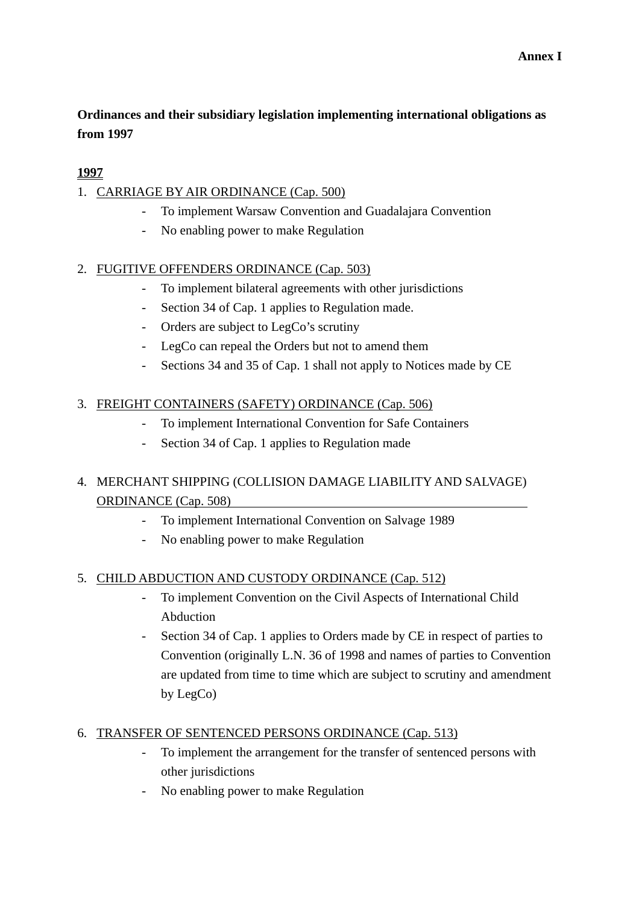**Annex I**

**Ordinances and their subsidiary legislation implementing international obligations as from 1997**

**1997**

1. CARRIAGE BY AIR ORDINANCE (Cap. 500)
   - To implement Warsaw Convention and Guadalajara Convention
   - No enabling power to make Regulation

2. FUGITIVE OFFENDERS ORDINANCE (Cap. 503)
   - To implement bilateral agreements with other jurisdictions
   - Section 34 of Cap. 1 applies to Regulation made.
   - Orders are subject to LegCo's scrutiny
   - LegCo can repeal the Orders but not to amend them
   - Sections 34 and 35 of Cap. 1 shall not apply to Notices made by CE

3. FREIGHT CONTAINERS (SAFETY) ORDINANCE (Cap. 506)
   - To implement International Convention for Safe Containers
   - Section 34 of Cap. 1 applies to Regulation made

4. MERCHANT SHIPPING (COLLISION DAMAGE LIABILITY AND SALVAGE) ORDINANCE (Cap. 508)
   - To implement International Convention on Salvage 1989
   - No enabling power to make Regulation

5. CHILD ABDUCTION AND CUSTODY ORDINANCE (Cap. 512)
   - To implement Convention on the Civil Aspects of International Child Abduction
   - Section 34 of Cap. 1 applies to Orders made by CE in respect of parties to Convention (originally L.N. 36 of 1998 and names of parties to Convention are updated from time to time which are subject to scrutiny and amendment by LegCo)

6. TRANSFER OF SENTENCED PERSONS ORDINANCE (Cap. 513)
   - To implement the arrangement for the transfer of sentenced persons with other jurisdictions
   - No enabling power to make Regulation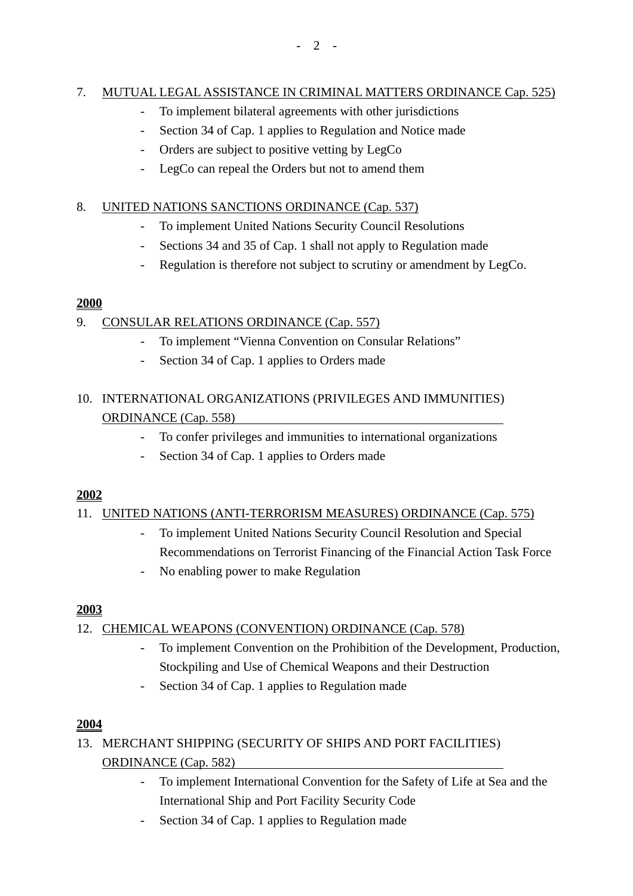7. <u>MUTUAL LEGAL ASSISTANCE IN CRIMINAL MATTERS ORDINANCE Cap. 525)</u>
    - To implement bilateral agreements with other jurisdictions
    - Section 34 of Cap. 1 applies to Regulation and Notice made
    - Orders are subject to positive vetting by LegCo
    - LegCo can repeal the Orders but not to amend them

8. <u>UNITED NATIONS SANCTIONS ORDINANCE (Cap. 537)</u>
    - To implement United Nations Security Council Resolutions
    - Sections 34 and 35 of Cap. 1 shall not apply to Regulation made
    - Regulation is therefore not subject to scrutiny or amendment by LegCo.

**<u>2000</u>**

9. <u>CONSULAR RELATIONS ORDINANCE (Cap. 557)</u>
    - To implement "Vienna Convention on Consular Relations"
    - Section 34 of Cap. 1 applies to Orders made

10. <u>INTERNATIONAL ORGANIZATIONS (PRIVILEGES AND IMMUNITIES) ORDINANCE (Cap. 558)</u>
    - To confer privileges and immunities to international organizations
    - Section 34 of Cap. 1 applies to Orders made

**<u>2002</u>**

11. <u>UNITED NATIONS (ANTI-TERRORISM MEASURES) ORDINANCE (Cap. 575)</u>
    - To implement United Nations Security Council Resolution and Special Recommendations on Terrorist Financing of the Financial Action Task Force
    - No enabling power to make Regulation

**<u>2003</u>**

12. <u>CHEMICAL WEAPONS (CONVENTION) ORDINANCE (Cap. 578)</u>
    - To implement Convention on the Prohibition of the Development, Production, Stockpiling and Use of Chemical Weapons and their Destruction
    - Section 34 of Cap. 1 applies to Regulation made

**<u>2004</u>**

13. <u>MERCHANT SHIPPING (SECURITY OF SHIPS AND PORT FACILITIES) ORDINANCE (Cap. 582)</u>
    - To implement International Convention for the Safety of Life at Sea and the International Ship and Port Facility Security Code
    - Section 34 of Cap. 1 applies to Regulation made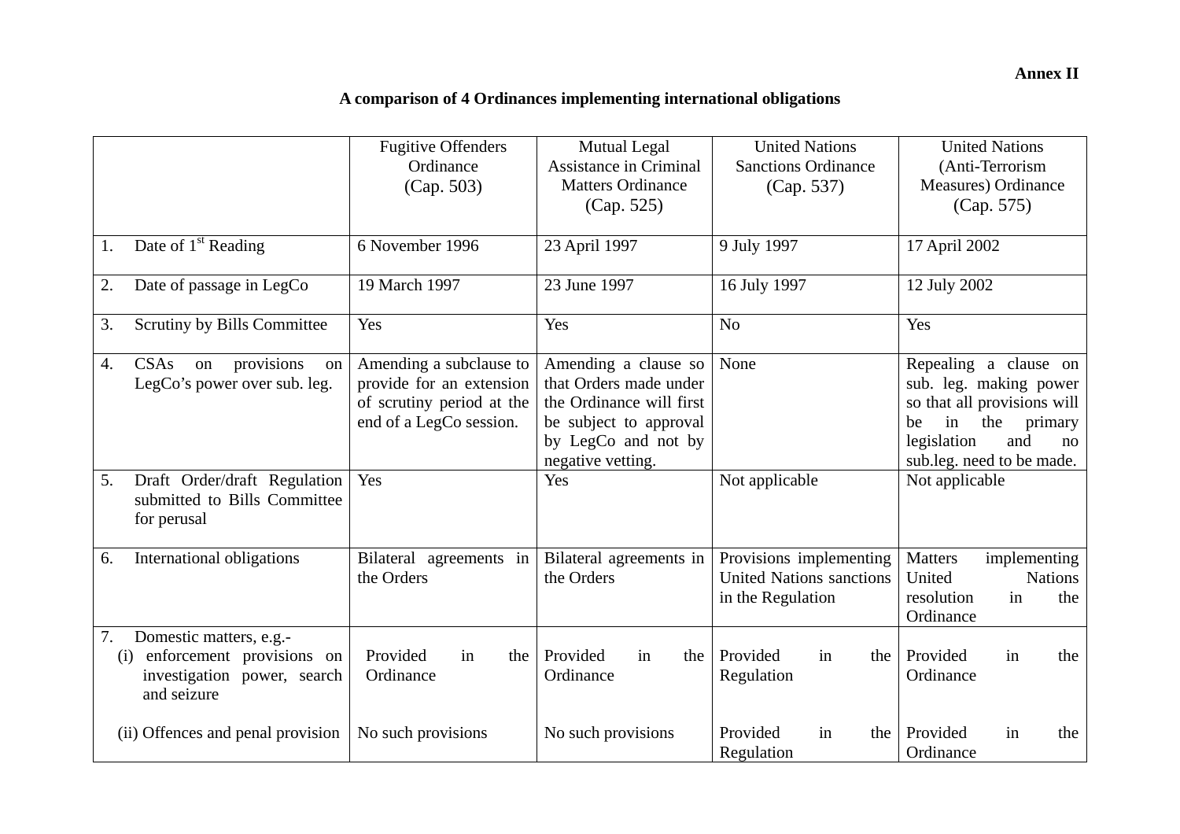**Annex II**

**A comparison of 4 Ordinances implementing international obligations**

| | Fugitive Offenders Ordinance (Cap. 503) | Mutual Legal Assistance in Criminal Matters Ordinance (Cap. 525) | United Nations Sanctions Ordinance (Cap. 537) | United Nations (Anti-Terrorism Measures) Ordinance (Cap. 575) |
|---|---|---|---|---|
| 1. Date of 1st Reading | 6 November 1996 | 23 April 1997 | 9 July 1997 | 17 April 2002 |
| 2. Date of passage in LegCo | 19 March 1997 | 23 June 1997 | 16 July 1997 | 12 July 2002 |
| 3. Scrutiny by Bills Committee | Yes | Yes | No | Yes |
| 4. CSAs on provisions on LegCo's power over sub. leg. | Amending a subclause to provide for an extension of scrutiny period at the end of a LegCo session. | Amending a clause so that Orders made under the Ordinance will first be subject to approval by LegCo and not by negative vetting. | None | Repealing a clause on sub. leg. making power so that all provisions will be in the primary legislation and no sub.leg. need to be made. |
| 5. Draft Order/draft Regulation submitted to Bills Committee for perusal | Yes | Yes | Not applicable | Not applicable |
| 6. International obligations | Bilateral agreements in the Orders | Bilateral agreements in the Orders | Provisions implementing United Nations sanctions in the Regulation | Matters implementing United Nations resolution in the Ordinance |
| 7. Domestic matters, e.g.- (i) enforcement provisions on investigation power, search and seizure | Provided in the Ordinance | Provided in the Ordinance | Provided in the Regulation | Provided in the Ordinance |
| (ii) Offences and penal provision | No such provisions | No such provisions | Provided in the Regulation | Provided in the Ordinance |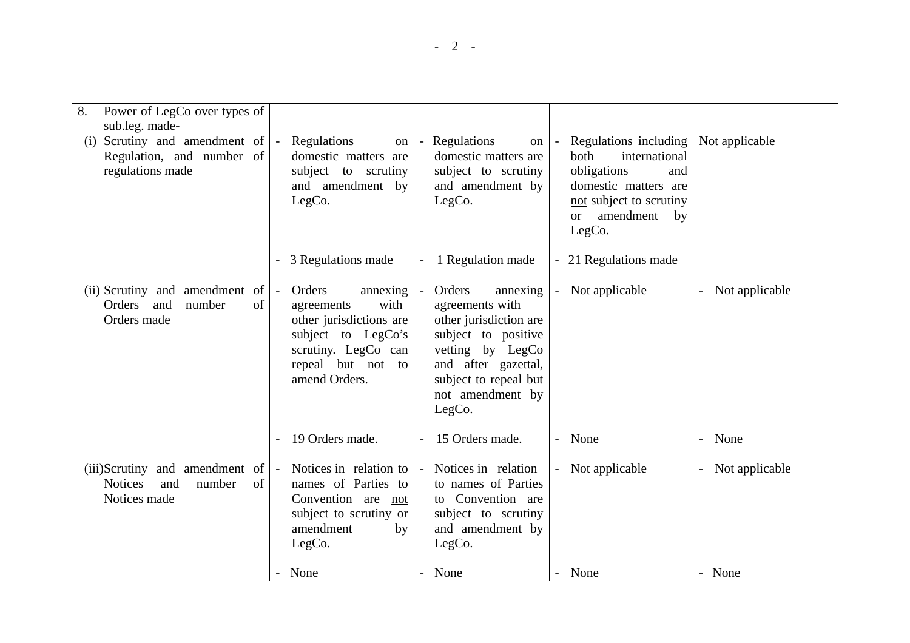| 8. Power of LegCo over types of sub.leg. made- | | | | |
|---|---|---|---|---|
| (i) Scrutiny and amendment of Regulation, and number of regulations made | - Regulations on domestic matters are subject to scrutiny and amendment by LegCo.<br><br>- 3 Regulations made | - Regulations on domestic matters are subject to scrutiny and amendment by LegCo.<br><br>- 1 Regulation made | - Regulations including both international obligations and domestic matters are <u>not</u> subject to scrutiny or amendment by LegCo.<br><br>- 21 Regulations made | Not applicable |
| (ii) Scrutiny and amendment of Orders and number of Orders made | - Orders annexing agreements with other jurisdictions are subject to LegCo's scrutiny. LegCo can repeal but not to amend Orders.<br><br>- 19 Orders made. | - Orders annexing agreements with other jurisdiction are subject to positive vetting by LegCo and after gazettal, subject to repeal but not amendment by LegCo.<br><br>- 15 Orders made. | - Not applicable<br><br>- None | - Not applicable<br><br>- None |
| (iii) Scrutiny and amendment of Notices and number of Notices made | - Notices in relation to names of Parties to Convention are <u>not</u> subject to scrutiny or amendment by LegCo.<br><br>- None | - Notices in relation to names of Parties to Convention are subject to scrutiny and amendment by LegCo.<br><br>- None | - Not applicable<br><br>- None | - Not applicable<br><br>- None |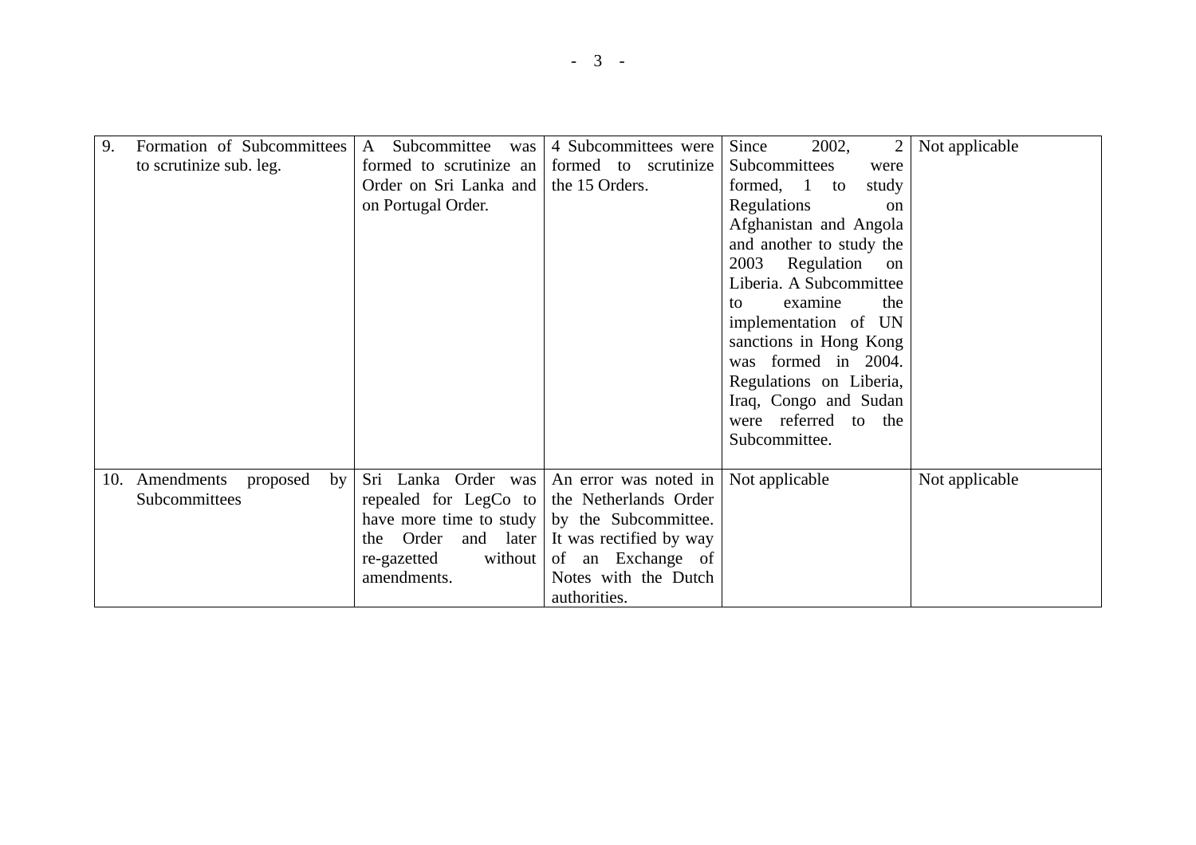| | | | | |
|---|---|---|---|---|
| 9. Formation of Subcommittees to scrutinize sub. leg. | A Subcommittee was formed to scrutinize an Order on Sri Lanka and on Portugal Order. | 4 Subcommittees were formed to scrutinize the 15 Orders. | Since 2002, 2 Subcommittees were formed, 1 to study Regulations on Afghanistan and Angola and another to study the 2003 Regulation on Liberia. A Subcommittee to examine the implementation of UN sanctions in Hong Kong was formed in 2004. Regulations on Liberia, Iraq, Congo and Sudan were referred to the Subcommittee. | Not applicable |
| 10. Amendments proposed by Subcommittees | Sri Lanka Order was repealed for LegCo to have more time to study the Order and later re-gazetted without amendments. | An error was noted in the Netherlands Order by the Subcommittee. It was rectified by way of an Exchange of Notes with the Dutch authorities. | Not applicable | Not applicable |